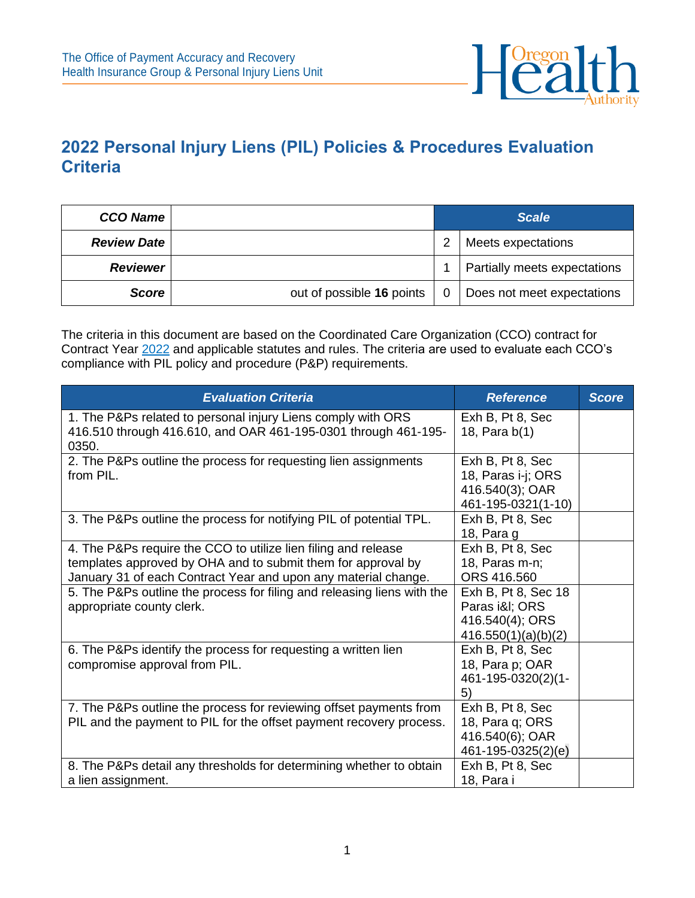The Office of Payment Accuracy and Recovery
Health Insurance Group & Personal Injury Liens Unit

# 2022 Personal Injury Liens (PIL) Policies & Procedures Evaluation Criteria

| ***CCO Name*** | | ***Scale*** | |
|---|---|---|---|
| ***Review Date*** | | 2 | Meets expectations |
| ***Reviewer*** | | 1 | Partially meets expectations |
| ***Score*** | out of possible **16** points | 0 | Does not meet expectations |

The criteria in this document are based on the Coordinated Care Organization (CCO) contract for Contract Year 2022 and applicable statutes and rules. The criteria are used to evaluate each CCO's compliance with PIL policy and procedure (P&P) requirements.

| *Evaluation Criteria* | *Reference* | *Score* |
|---|---|---|
| 1. The P&Ps related to personal injury Liens comply with ORS 416.510 through 416.610, and OAR 461-195-0301 through 461-195-0350. | Exh B, Pt 8, Sec 18, Para b(1) | |
| 2. The P&Ps outline the process for requesting lien assignments from PIL. | Exh B, Pt 8, Sec 18, Paras i-j; ORS 416.540(3); OAR 461-195-0321(1-10) | |
| 3. The P&Ps outline the process for notifying PIL of potential TPL. | Exh B, Pt 8, Sec 18, Para g | |
| 4. The P&Ps require the CCO to utilize lien filing and release templates approved by OHA and to submit them for approval by January 31 of each Contract Year and upon any material change. | Exh B, Pt 8, Sec 18, Paras m-n; ORS 416.560 | |
| 5. The P&Ps outline the process for filing and releasing liens with the appropriate county clerk. | Exh B, Pt 8, Sec 18 Paras i&l; ORS 416.540(4); ORS 416.550(1)(a)(b)(2) | |
| 6. The P&Ps identify the process for requesting a written lien compromise approval from PIL. | Exh B, Pt 8, Sec 18, Para p; OAR 461-195-0320(2)(1-5) | |
| 7. The P&Ps outline the process for reviewing offset payments from PIL and the payment to PIL for the offset payment recovery process. | Exh B, Pt 8, Sec 18, Para q; ORS 416.540(6); OAR 461-195-0325(2)(e) | |
| 8. The P&Ps detail any thresholds for determining whether to obtain a lien assignment. | Exh B, Pt 8, Sec 18, Para i | |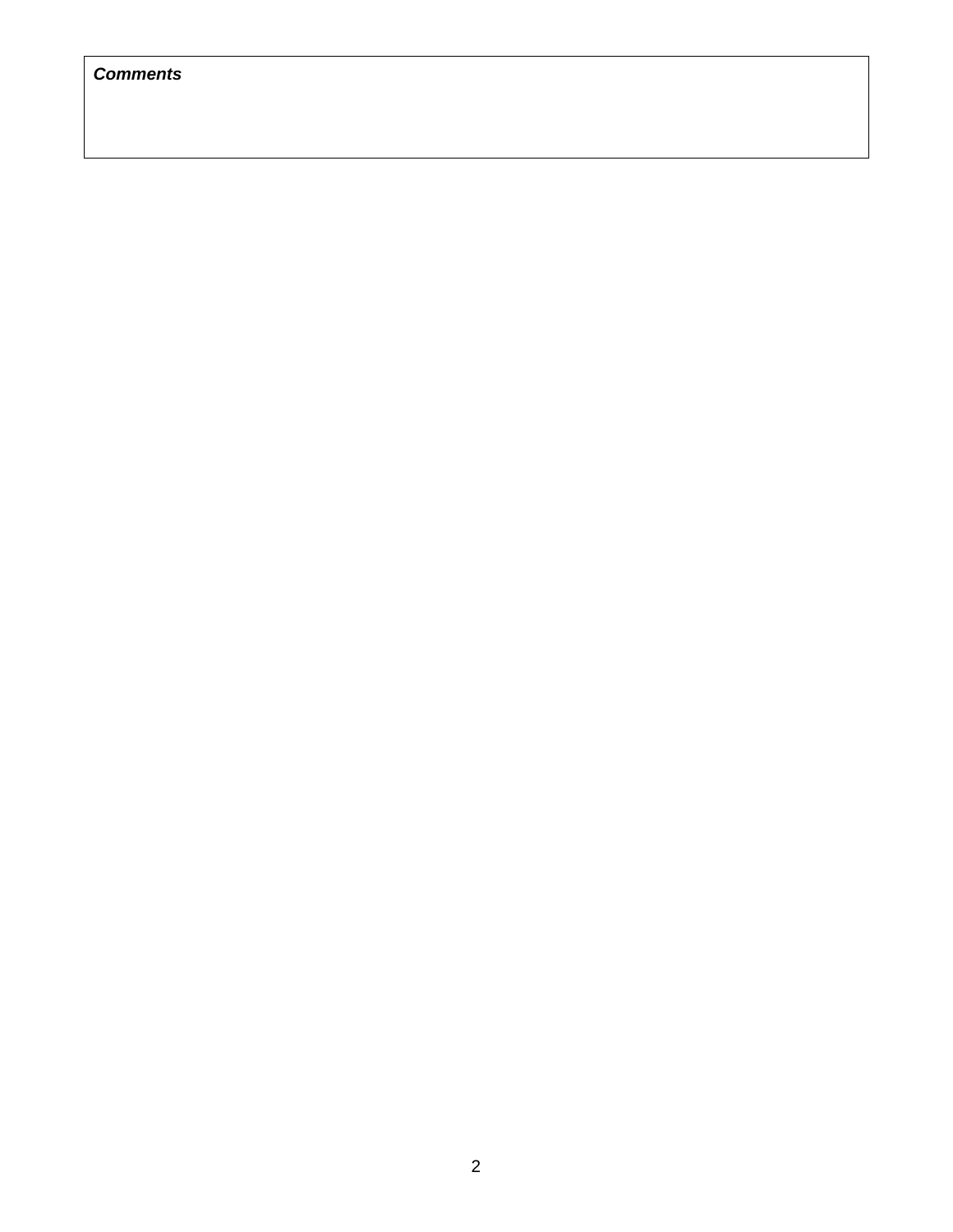***Comments***